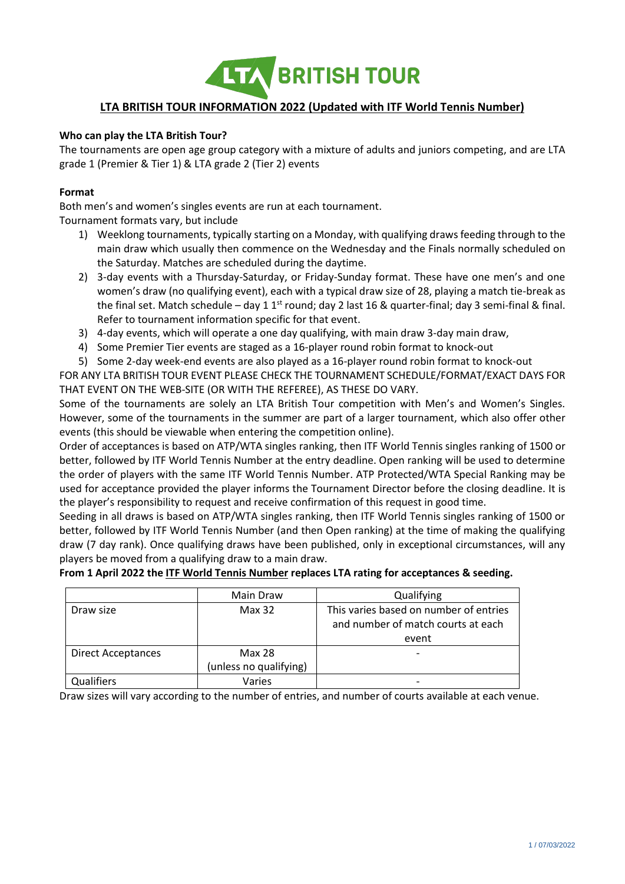# LTA BRITISH TOUR

## LTA BRITISH TOUR INFORMATION 2022 (Updated with ITF World Tennis Number)

**Who can play the LTA British Tour?**

The tournaments are open age group category with a mixture of adults and juniors competing, and are LTA grade 1 (Premier & Tier 1) & LTA grade 2 (Tier 2) events

**Format**

Both men's and women's singles events are run at each tournament.

Tournament formats vary, but include

1) Weeklong tournaments, typically starting on a Monday, with qualifying draws feeding through to the main draw which usually then commence on the Wednesday and the Finals normally scheduled on the Saturday. Matches are scheduled during the daytime.
2) 3-day events with a Thursday-Saturday, or Friday-Sunday format. These have one men's and one women's draw (no qualifying event), each with a typical draw size of 28, playing a match tie-break as the final set. Match schedule – day 1 1st round; day 2 last 16 & quarter-final; day 3 semi-final & final. Refer to tournament information specific for that event.
3) 4-day events, which will operate a one day qualifying, with main draw 3-day main draw,
4) Some Premier Tier events are staged as a 16-player round robin format to knock-out
5) Some 2-day week-end events are also played as a 16-player round robin format to knock-out

FOR ANY LTA BRITISH TOUR EVENT PLEASE CHECK THE TOURNAMENT SCHEDULE/FORMAT/EXACT DAYS FOR THAT EVENT ON THE WEB-SITE (OR WITH THE REFEREE), AS THESE DO VARY.

Some of the tournaments are solely an LTA British Tour competition with Men's and Women's Singles. However, some of the tournaments in the summer are part of a larger tournament, which also offer other events (this should be viewable when entering the competition online).

Order of acceptances is based on ATP/WTA singles ranking, then ITF World Tennis singles ranking of 1500 or better, followed by ITF World Tennis Number at the entry deadline. Open ranking will be used to determine the order of players with the same ITF World Tennis Number. ATP Protected/WTA Special Ranking may be used for acceptance provided the player informs the Tournament Director before the closing deadline. It is the player's responsibility to request and receive confirmation of this request in good time.

Seeding in all draws is based on ATP/WTA singles ranking, then ITF World Tennis singles ranking of 1500 or better, followed by ITF World Tennis Number (and then Open ranking) at the time of making the qualifying draw (7 day rank). Once qualifying draws have been published, only in exceptional circumstances, will any players be moved from a qualifying draw to a main draw.

**From 1 April 2022 the ITF World Tennis Number replaces LTA rating for acceptances & seeding.**

| | Main Draw | Qualifying |
|---|---|---|
| Draw size | Max 32 | This varies based on number of entries and number of match courts at each event |
| Direct Acceptances | Max 28 (unless no qualifying) | - |
| Qualifiers | Varies | - |

Draw sizes will vary according to the number of entries, and number of courts available at each venue.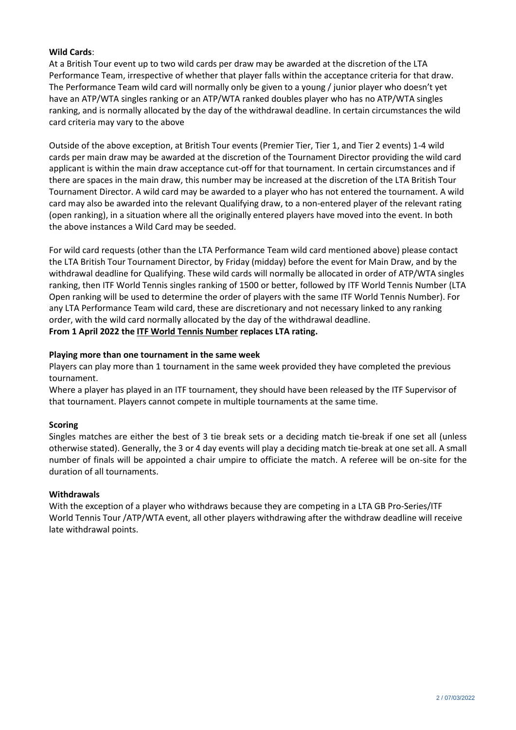**Wild Cards**:

At a British Tour event up to two wild cards per draw may be awarded at the discretion of the LTA Performance Team, irrespective of whether that player falls within the acceptance criteria for that draw. The Performance Team wild card will normally only be given to a young / junior player who doesn't yet have an ATP/WTA singles ranking or an ATP/WTA ranked doubles player who has no ATP/WTA singles ranking, and is normally allocated by the day of the withdrawal deadline. In certain circumstances the wild card criteria may vary to the above

Outside of the above exception, at British Tour events (Premier Tier, Tier 1, and Tier 2 events) 1-4 wild cards per main draw may be awarded at the discretion of the Tournament Director providing the wild card applicant is within the main draw acceptance cut-off for that tournament. In certain circumstances and if there are spaces in the main draw, this number may be increased at the discretion of the LTA British Tour Tournament Director. A wild card may be awarded to a player who has not entered the tournament. A wild card may also be awarded into the relevant Qualifying draw, to a non-entered player of the relevant rating (open ranking), in a situation where all the originally entered players have moved into the event. In both the above instances a Wild Card may be seeded.

For wild card requests (other than the LTA Performance Team wild card mentioned above) please contact the LTA British Tour Tournament Director, by Friday (midday) before the event for Main Draw, and by the withdrawal deadline for Qualifying. These wild cards will normally be allocated in order of ATP/WTA singles ranking, then ITF World Tennis singles ranking of 1500 or better, followed by ITF World Tennis Number (LTA Open ranking will be used to determine the order of players with the same ITF World Tennis Number). For any LTA Performance Team wild card, these are discretionary and not necessary linked to any ranking order, with the wild card normally allocated by the day of the withdrawal deadline.

**From 1 April 2022 the ITF World Tennis Number replaces LTA rating.**

**Playing more than one tournament in the same week**

Players can play more than 1 tournament in the same week provided they have completed the previous tournament.

Where a player has played in an ITF tournament, they should have been released by the ITF Supervisor of that tournament. Players cannot compete in multiple tournaments at the same time.

**Scoring**

Singles matches are either the best of 3 tie break sets or a deciding match tie-break if one set all (unless otherwise stated). Generally, the 3 or 4 day events will play a deciding match tie-break at one set all. A small number of finals will be appointed a chair umpire to officiate the match. A referee will be on-site for the duration of all tournaments.

**Withdrawals**

With the exception of a player who withdraws because they are competing in a LTA GB Pro-Series/ITF World Tennis Tour /ATP/WTA event, all other players withdrawing after the withdraw deadline will receive late withdrawal points.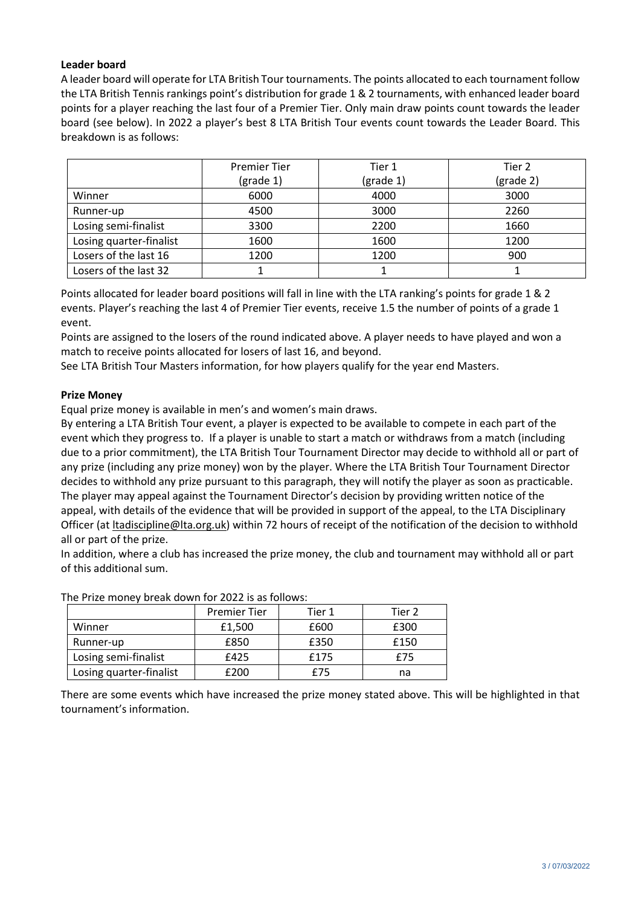**Leader board**

A leader board will operate for LTA British Tour tournaments. The points allocated to each tournament follow the LTA British Tennis rankings point's distribution for grade 1 & 2 tournaments, with enhanced leader board points for a player reaching the last four of a Premier Tier. Only main draw points count towards the leader board (see below). In 2022 a player's best 8 LTA British Tour events count towards the Leader Board. This breakdown is as follows:

| | Premier Tier (grade 1) | Tier 1 (grade 1) | Tier 2 (grade 2) |
|---|---|---|---|
| Winner | 6000 | 4000 | 3000 |
| Runner-up | 4500 | 3000 | 2260 |
| Losing semi-finalist | 3300 | 2200 | 1660 |
| Losing quarter-finalist | 1600 | 1600 | 1200 |
| Losers of the last 16 | 1200 | 1200 | 900 |
| Losers of the last 32 | 1 | 1 | 1 |

Points allocated for leader board positions will fall in line with the LTA ranking's points for grade 1 & 2 events. Player's reaching the last 4 of Premier Tier events, receive 1.5 the number of points of a grade 1 event.

Points are assigned to the losers of the round indicated above. A player needs to have played and won a match to receive points allocated for losers of last 16, and beyond.

See LTA British Tour Masters information, for how players qualify for the year end Masters.

**Prize Money**

Equal prize money is available in men's and women's main draws.

By entering a LTA British Tour event, a player is expected to be available to compete in each part of the event which they progress to. If a player is unable to start a match or withdraws from a match (including due to a prior commitment), the LTA British Tour Tournament Director may decide to withhold all or part of any prize (including any prize money) won by the player. Where the LTA British Tour Tournament Director decides to withhold any prize pursuant to this paragraph, they will notify the player as soon as practicable. The player may appeal against the Tournament Director's decision by providing written notice of the appeal, with details of the evidence that will be provided in support of the appeal, to the LTA Disciplinary Officer (at ltadiscipline@lta.org.uk) within 72 hours of receipt of the notification of the decision to withhold all or part of the prize.

In addition, where a club has increased the prize money, the club and tournament may withhold all or part of this additional sum.

The Prize money break down for 2022 is as follows:

| | Premier Tier | Tier 1 | Tier 2 |
|---|---|---|---|
| Winner | £1,500 | £600 | £300 |
| Runner-up | £850 | £350 | £150 |
| Losing semi-finalist | £425 | £175 | £75 |
| Losing quarter-finalist | £200 | £75 | na |

There are some events which have increased the prize money stated above. This will be highlighted in that tournament's information.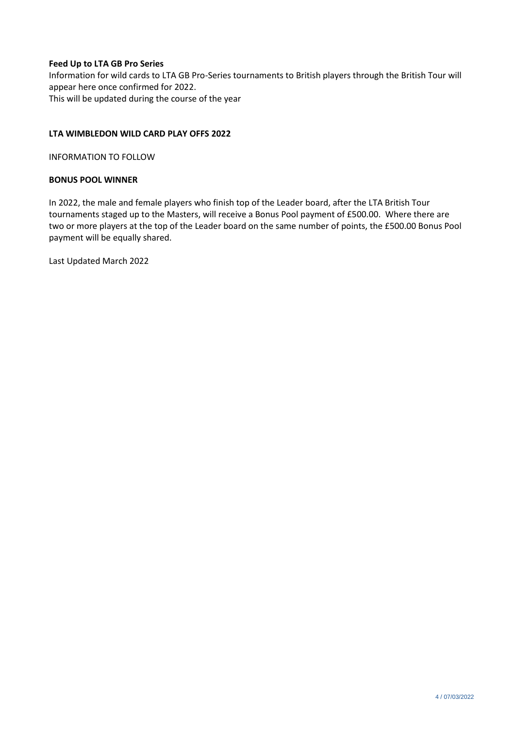**Feed Up to LTA GB Pro Series**

Information for wild cards to LTA GB Pro-Series tournaments to British players through the British Tour will appear here once confirmed for 2022.
This will be updated during the course of the year

**LTA WIMBLEDON WILD CARD PLAY OFFS 2022**

INFORMATION TO FOLLOW

**BONUS POOL WINNER**

In 2022, the male and female players who finish top of the Leader board, after the LTA British Tour tournaments staged up to the Masters, will receive a Bonus Pool payment of £500.00. Where there are two or more players at the top of the Leader board on the same number of points, the £500.00 Bonus Pool payment will be equally shared.

Last Updated March 2022